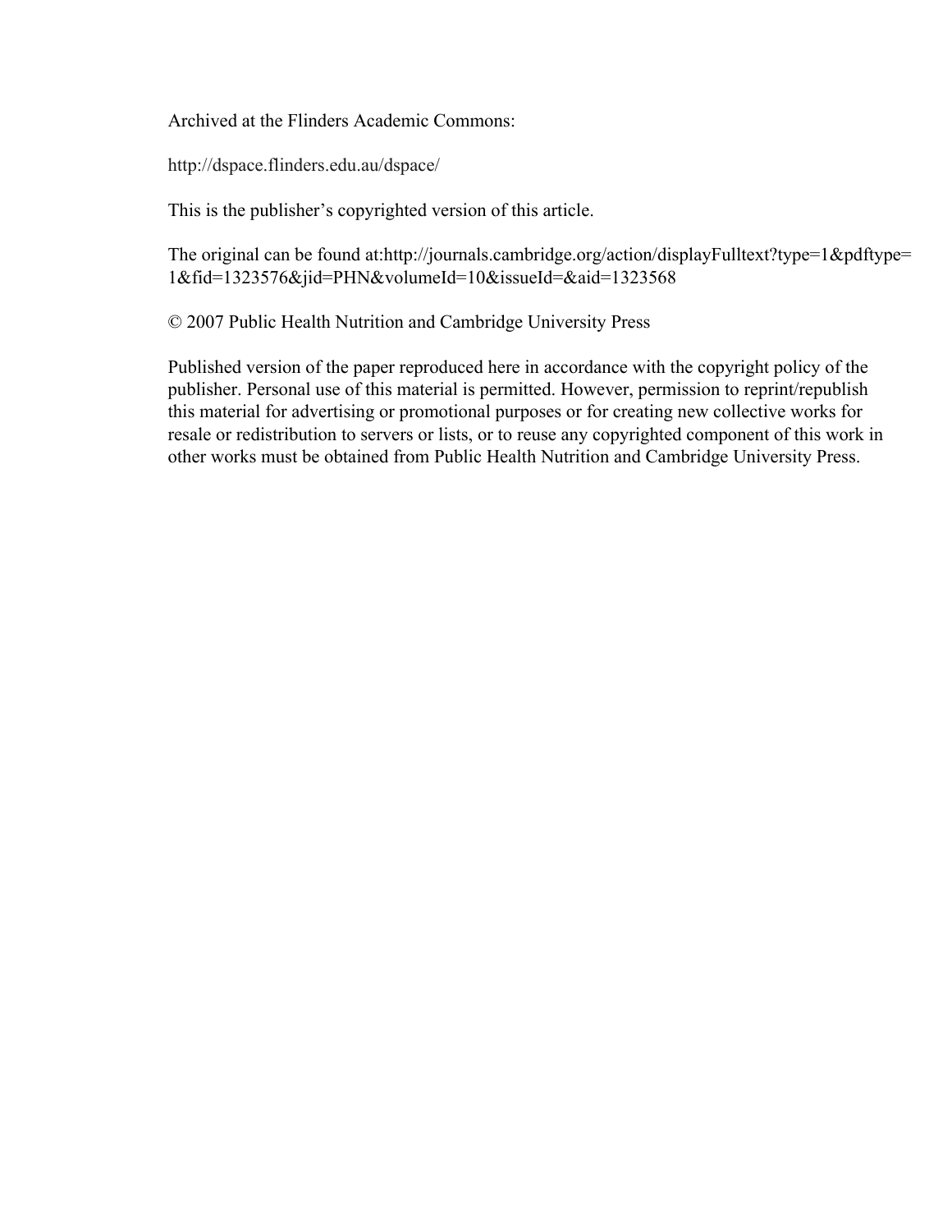Archived at the Flinders Academic Commons:

http://dspace.flinders.edu.au/dspace/

This is the publisher's copyrighted version of this article.

The original can be found at:http://journals.cambridge.org/action/displayFulltext?type=1&pdftype=1&fid=1323576&jid=PHN&volumeId=10&issueId=&aid=1323568

© 2007 Public Health Nutrition and Cambridge University Press

Published version of the paper reproduced here in accordance with the copyright policy of the publisher. Personal use of this material is permitted. However, permission to reprint/republish this material for advertising or promotional purposes or for creating new collective works for resale or redistribution to servers or lists, or to reuse any copyrighted component of this work in other works must be obtained from Public Health Nutrition and Cambridge University Press.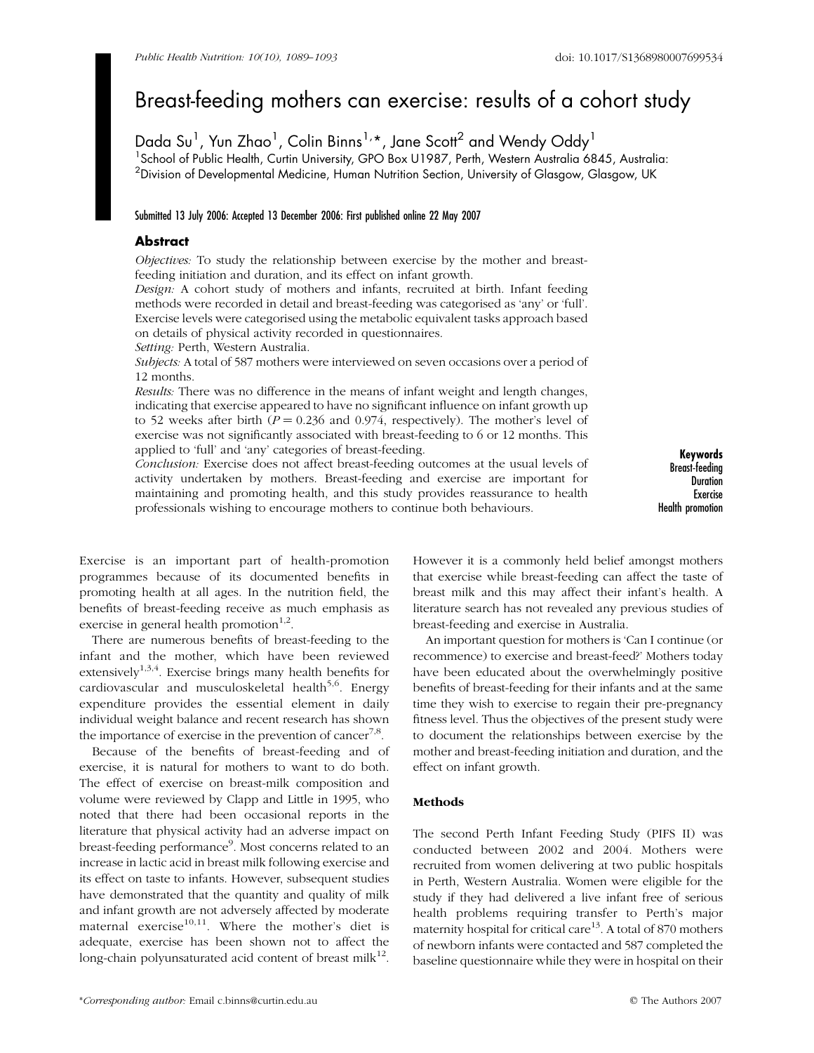# Breast-feeding mothers can exercise: results of a cohort study

Dada Su[1], Yun Zhao[1], Colin Binns[1,*], Jane Scott[2] and Wendy Oddy[1]

[1]School of Public Health, Curtin University, GPO Box U1987, Perth, Western Australia 6845, Australia:
[2]Division of Developmental Medicine, Human Nutrition Section, University of Glasgow, Glasgow, UK

Submitted 13 July 2006: Accepted 13 December 2006: First published online 22 May 2007

## Abstract

*Objectives:* To study the relationship between exercise by the mother and breast-feeding initiation and duration, and its effect on infant growth.

*Design:* A cohort study of mothers and infants, recruited at birth. Infant feeding methods were recorded in detail and breast-feeding was categorised as 'any' or 'full'. Exercise levels were categorised using the metabolic equivalent tasks approach based on details of physical activity recorded in questionnaires.

*Setting:* Perth, Western Australia.

*Subjects:* A total of 587 mothers were interviewed on seven occasions over a period of 12 months.

*Results:* There was no difference in the means of infant weight and length changes, indicating that exercise appeared to have no significant influence on infant growth up to 52 weeks after birth ($P = 0.236$ and 0.974, respectively). The mother's level of exercise was not significantly associated with breast-feeding to 6 or 12 months. This applied to 'full' and 'any' categories of breast-feeding.

*Conclusion:* Exercise does not affect breast-feeding outcomes at the usual levels of activity undertaken by mothers. Breast-feeding and exercise are important for maintaining and promoting health, and this study provides reassurance to health professionals wishing to encourage mothers to continue both behaviours.

**Keywords**
Breast-feeding
Duration
Exercise
Health promotion

Exercise is an important part of health-promotion programmes because of its documented benefits in promoting health at all ages. In the nutrition field, the benefits of breast-feeding receive as much emphasis as exercise in general health promotion[1,2].

There are numerous benefits of breast-feeding to the infant and the mother, which have been reviewed extensively[1,3,4]. Exercise brings many health benefits for cardiovascular and musculoskeletal health[5,6]. Energy expenditure provides the essential element in daily individual weight balance and recent research has shown the importance of exercise in the prevention of cancer[7,8].

Because of the benefits of breast-feeding and of exercise, it is natural for mothers to want to do both. The effect of exercise on breast-milk composition and volume were reviewed by Clapp and Little in 1995, who noted that there had been occasional reports in the literature that physical activity had an adverse impact on breast-feeding performance[9]. Most concerns related to an increase in lactic acid in breast milk following exercise and its effect on taste to infants. However, subsequent studies have demonstrated that the quantity and quality of milk and infant growth are not adversely affected by moderate maternal exercise[10,11]. Where the mother's diet is adequate, exercise has been shown not to affect the long-chain polyunsaturated acid content of breast milk[12]. However it is a commonly held belief amongst mothers that exercise while breast-feeding can affect the taste of breast milk and this may affect their infant's health. A literature search has not revealed any previous studies of breast-feeding and exercise in Australia.

An important question for mothers is 'Can I continue (or recommence) to exercise and breast-feed?' Mothers today have been educated about the overwhelmingly positive benefits of breast-feeding for their infants and at the same time they wish to exercise to regain their pre-pregnancy fitness level. Thus the objectives of the present study were to document the relationships between exercise by the mother and breast-feeding initiation and duration, and the effect on infant growth.

## Methods

The second Perth Infant Feeding Study (PIFS II) was conducted between 2002 and 2004. Mothers were recruited from women delivering at two public hospitals in Perth, Western Australia. Women were eligible for the study if they had delivered a live infant free of serious health problems requiring transfer to Perth's major maternity hospital for critical care[13]. A total of 870 mothers of newborn infants were contacted and 587 completed the baseline questionnaire while they were in hospital on their

*Corresponding author: Email c.binns@curtin.edu.au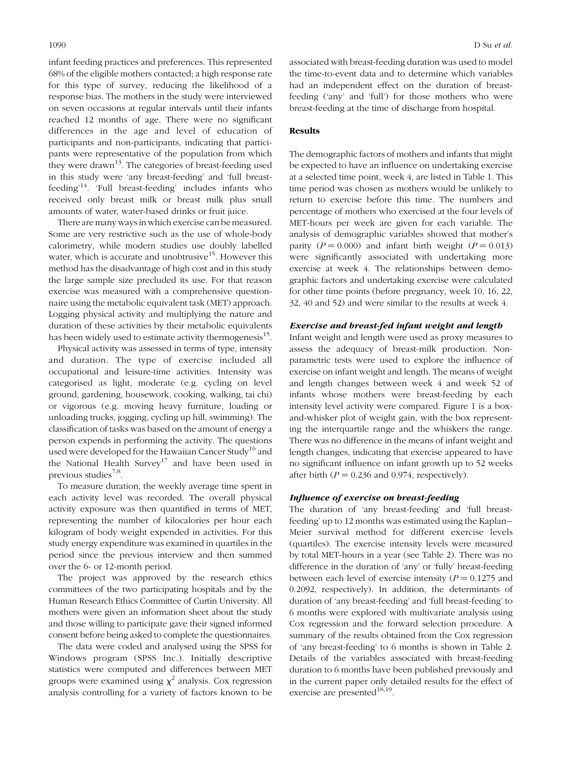infant feeding practices and preferences. This represented 68% of the eligible mothers contacted; a high response rate for this type of survey, reducing the likelihood of a response bias. The mothers in the study were interviewed on seven occasions at regular intervals until their infants reached 12 months of age. There were no significant differences in the age and level of education of participants and non-participants, indicating that participants were representative of the population from which they were drawn[13]. The categories of breast-feeding used in this study were 'any breast-feeding' and 'full breast-feeding'[14]. 'Full breast-feeding' includes infants who received only breast milk or breast milk plus small amounts of water, water-based drinks or fruit juice.

There are many ways in which exercise can be measured. Some are very restrictive such as the use of whole-body calorimetry, while modern studies use doubly labelled water, which is accurate and unobtrusive[15]. However this method has the disadvantage of high cost and in this study the large sample size precluded its use. For that reason exercise was measured with a comprehensive questionnaire using the metabolic equivalent task (MET) approach. Logging physical activity and multiplying the nature and duration of these activities by their metabolic equivalents has been widely used to estimate activity thermogenesis[15].

Physical activity was assessed in terms of type, intensity and duration. The type of exercise included all occupational and leisure-time activities. Intensity was categorised as light, moderate (e.g. cycling on level ground, gardening, housework, cooking, walking, tai chi) or vigorous (e.g. moving heavy furniture, loading or unloading trucks, jogging, cycling up hill, swimming). The classification of tasks was based on the amount of energy a person expends in performing the activity. The questions used were developed for the Hawaiian Cancer Study[16] and the National Health Survey[17] and have been used in previous studies[7,8].

To measure duration, the weekly average time spent in each activity level was recorded. The overall physical activity exposure was then quantified in terms of MET, representing the number of kilocalories per hour each kilogram of body weight expended in activities. For this study energy expenditure was examined in quartiles in the period since the previous interview and then summed over the 6- or 12-month period.

The project was approved by the research ethics committees of the two participating hospitals and by the Human Research Ethics Committee of Curtin University. All mothers were given an information sheet about the study and those willing to participate gave their signed informed consent before being asked to complete the questionnaires.

The data were coded and analysed using the SPSS for Windows program (SPSS Inc.). Initially descriptive statistics were computed and differences between MET groups were examined using $\chi^2$ analysis. Cox regression analysis controlling for a variety of factors known to be associated with breast-feeding duration was used to model the time-to-event data and to determine which variables had an independent effect on the duration of breast-feeding ('any' and 'full') for those mothers who were breast-feeding at the time of discharge from hospital.

## Results

The demographic factors of mothers and infants that might be expected to have an influence on undertaking exercise at a selected time point, week 4, are listed in Table 1. This time period was chosen as mothers would be unlikely to return to exercise before this time. The numbers and percentage of mothers who exercised at the four levels of MET-hours per week are given for each variable. The analysis of demographic variables showed that mother's parity ($P = 0.000$) and infant birth weight ($P = 0.013$) were significantly associated with undertaking more exercise at week 4. The relationships between demographic factors and undertaking exercise were calculated for other time points (before pregnancy, week 10, 16, 22, 32, 40 and 52) and were similar to the results at week 4.

### *Exercise and breast-fed infant weight and length*

Infant weight and length were used as proxy measures to assess the adequacy of breast-milk production. Non-parametric tests were used to explore the influence of exercise on infant weight and length. The means of weight and length changes between week 4 and week 52 of infants whose mothers were breast-feeding by each intensity level activity were compared. Figure 1 is a box-and-whisker plot of weight gain, with the box representing the interquartile range and the whiskers the range. There was no difference in the means of infant weight and length changes, indicating that exercise appeared to have no significant influence on infant growth up to 52 weeks after birth ($P = 0.236$ and 0.974, respectively).

### *Influence of exercise on breast-feeding*

The duration of 'any breast-feeding' and 'full breast-feeding' up to 12 months was estimated using the Kaplan–Meier survival method for different exercise levels (quartiles). The exercise intensity levels were measured by total MET-hours in a year (see Table 2). There was no difference in the duration of 'any' or 'fully' breast-feeding between each level of exercise intensity ($P = 0.1275$ and 0.2092, respectively). In addition, the determinants of duration of 'any breast-feeding' and 'full breast-feeding' to 6 months were explored with multivariate analysis using Cox regression and the forward selection procedure. A summary of the results obtained from the Cox regression of 'any breast-feeding' to 6 months is shown in Table 2. Details of the variables associated with breast-feeding duration to 6 months have been published previously and in the current paper only detailed results for the effect of exercise are presented[18,19].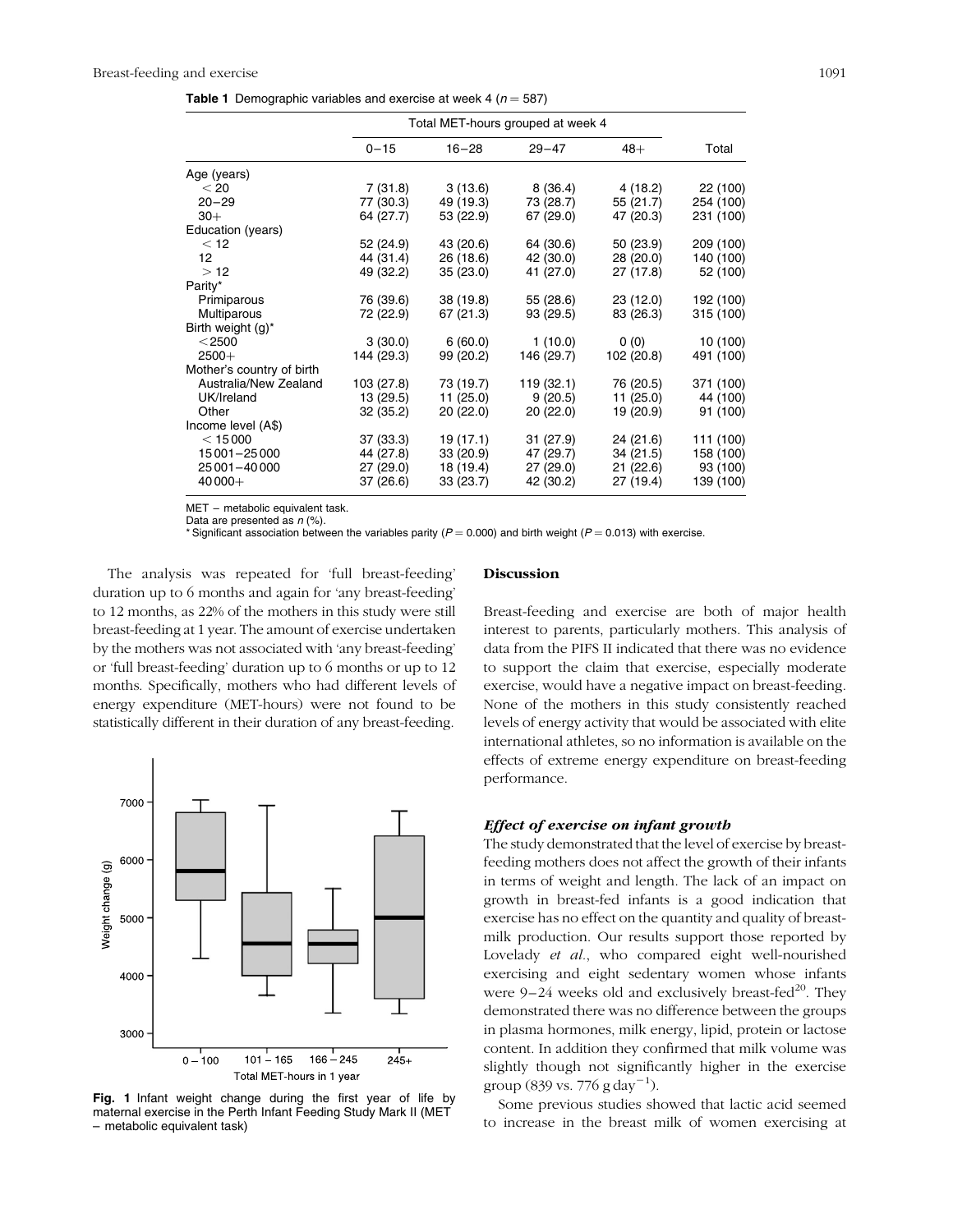**Table 1** Demographic variables and exercise at week 4 ($n = 587$)

| | Total MET-hours grouped at week 4 | | | | |
|---|---|---|---|---|---|
| | 0–15 | 16–28 | 29–47 | 48+ | Total |
| Age (years) | | | | | |
| < 20 | 7 (31.8) | 3 (13.6) | 8 (36.4) | 4 (18.2) | 22 (100) |
| 20–29 | 77 (30.3) | 49 (19.3) | 73 (28.7) | 55 (21.7) | 254 (100) |
| 30+ | 64 (27.7) | 53 (22.9) | 67 (29.0) | 47 (20.3) | 231 (100) |
| Education (years) | | | | | |
| < 12 | 52 (24.9) | 43 (20.6) | 64 (30.6) | 50 (23.9) | 209 (100) |
| 12 | 44 (31.4) | 26 (18.6) | 42 (30.0) | 28 (20.0) | 140 (100) |
| > 12 | 49 (32.2) | 35 (23.0) | 41 (27.0) | 27 (17.8) | 52 (100) |
| Parity* | | | | | |
| Primiparous | 76 (39.6) | 38 (19.8) | 55 (28.6) | 23 (12.0) | 192 (100) |
| Multiparous | 72 (22.9) | 67 (21.3) | 93 (29.5) | 83 (26.3) | 315 (100) |
| Birth weight (g)* | | | | | |
| <2500 | 3 (30.0) | 6 (60.0) | 1 (10.0) | 0 (0) | 10 (100) |
| 2500+ | 144 (29.3) | 99 (20.2) | 146 (29.7) | 102 (20.8) | 491 (100) |
| Mother's country of birth | | | | | |
| Australia/New Zealand | 103 (27.8) | 73 (19.7) | 119 (32.1) | 76 (20.5) | 371 (100) |
| UK/Ireland | 13 (29.5) | 11 (25.0) | 9 (20.5) | 11 (25.0) | 44 (100) |
| Other | 32 (35.2) | 20 (22.0) | 20 (22.0) | 19 (20.9) | 91 (100) |
| Income level (A$) | | | | | |
| < 15 000 | 37 (33.3) | 19 (17.1) | 31 (27.9) | 24 (21.6) | 111 (100) |
| 15 001–25 000 | 44 (27.8) | 33 (20.9) | 47 (29.7) | 34 (21.5) | 158 (100) |
| 25 001–40 000 | 27 (29.0) | 18 (19.4) | 27 (29.0) | 21 (22.6) | 93 (100) |
| 40 000+ | 37 (26.6) | 33 (23.7) | 42 (30.2) | 27 (19.4) | 139 (100) |

MET – metabolic equivalent task.
Data are presented as n (%).
* Significant association between the variables parity ($P = 0.000$) and birth weight ($P = 0.013$) with exercise.

The analysis was repeated for 'full breast-feeding' duration up to 6 months and again for 'any breast-feeding' to 12 months, as 22% of the mothers in this study were still breast-feeding at 1 year. The amount of exercise undertaken by the mothers was not associated with 'any breast-feeding' or 'full breast-feeding' duration up to 6 months or up to 12 months. Specifically, mothers who had different levels of energy expenditure (MET-hours) were not found to be statistically different in their duration of any breast-feeding.

**Fig. 1** Infant weight change during the first year of life by maternal exercise in the Perth Infant Feeding Study Mark II (MET – metabolic equivalent task)

## Discussion

Breast-feeding and exercise are both of major health interest to parents, particularly mothers. This analysis of data from the PIFS II indicated that there was no evidence to support the claim that exercise, especially moderate exercise, would have a negative impact on breast-feeding. None of the mothers in this study consistently reached levels of energy activity that would be associated with elite international athletes, so no information is available on the effects of extreme energy expenditure on breast-feeding performance.

### *Effect of exercise on infant growth*

The study demonstrated that the level of exercise by breast-feeding mothers does not affect the growth of their infants in terms of weight and length. The lack of an impact on growth in breast-fed infants is a good indication that exercise has no effect on the quantity and quality of breast-milk production. Our results support those reported by Lovelady *et al.*, who compared eight well-nourished exercising and eight sedentary women whose infants were 9–24 weeks old and exclusively breast-fed[20]. They demonstrated there was no difference between the groups in plasma hormones, milk energy, lipid, protein or lactose content. In addition they confirmed that milk volume was slightly though not significantly higher in the exercise group (839 vs. 776 g day$^{-1}$).

Some previous studies showed that lactic acid seemed to increase in the breast milk of women exercising at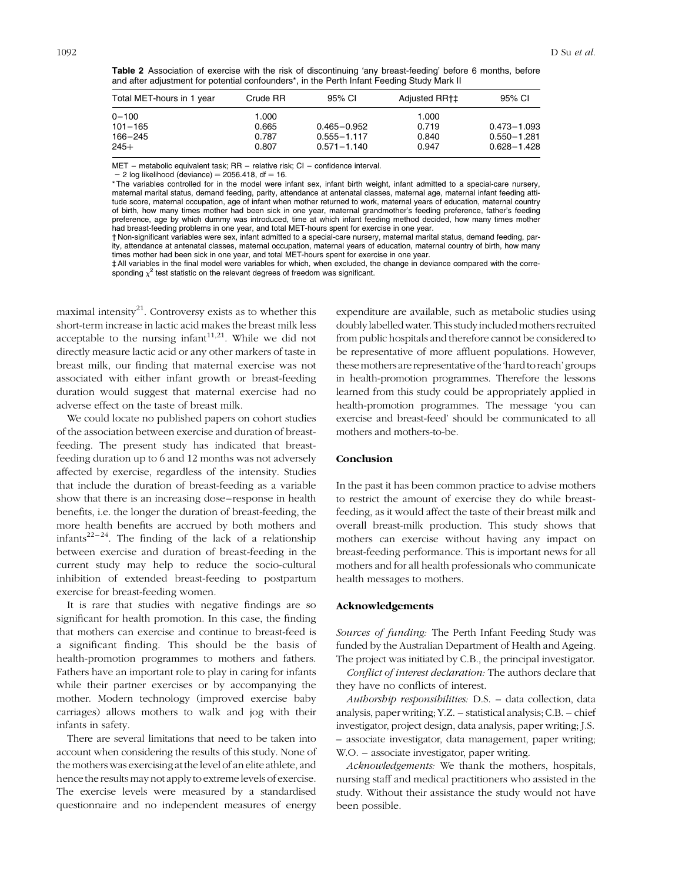**Table 2** Association of exercise with the risk of discontinuing 'any breast-feeding' before 6 months, before and after adjustment for potential confounders*, in the Perth Infant Feeding Study Mark II

| Total MET-hours in 1 year | Crude RR | 95% CI | Adjusted RR†‡ | 95% CI |
|---|---|---|---|---|
| 0–100 | 1.000 | | 1.000 | |
| 101–165 | 0.665 | 0.465–0.952 | 0.719 | 0.473–1.093 |
| 166–245 | 0.787 | 0.555–1.117 | 0.840 | 0.550–1.281 |
| 245+ | 0.807 | 0.571–1.140 | 0.947 | 0.628–1.428 |

MET – metabolic equivalent task; RR – relative risk; CI – confidence interval.

– 2 log likelihood (deviance) = 2056.418, df = 16.

* The variables controlled for in the model were infant sex, infant birth weight, infant admitted to a special-care nursery, maternal marital status, demand feeding, parity, attendance at antenatal classes, maternal age, maternal infant feeding attitude score, maternal occupation, age of infant when mother returned to work, maternal years of education, maternal country of birth, how many times mother had been sick in one year, maternal grandmother's feeding preference, father's feeding preference, age by which dummy was introduced, time at which infant feeding method decided, how many times mother had breast-feeding problems in one year, and total MET-hours spent for exercise in one year.

† Non-significant variables were sex, infant admitted to a special-care nursery, maternal marital status, demand feeding, parity, attendance at antenatal classes, maternal occupation, maternal years of education, maternal country of birth, how many times mother had been sick in one year, and total MET-hours spent for exercise in one year.

‡ All variables in the final model were variables for which, when excluded, the change in deviance compared with the corresponding $\chi^2$ test statistic on the relevant degrees of freedom was significant.

maximal intensity[21]. Controversy exists as to whether this short-term increase in lactic acid makes the breast milk less acceptable to the nursing infant[11,21]. While we did not directly measure lactic acid or any other markers of taste in breast milk, our finding that maternal exercise was not associated with either infant growth or breast-feeding duration would suggest that maternal exercise had no adverse effect on the taste of breast milk.

We could locate no published papers on cohort studies of the association between exercise and duration of breast-feeding. The present study has indicated that breast-feeding duration up to 6 and 12 months was not adversely affected by exercise, regardless of the intensity. Studies that include the duration of breast-feeding as a variable show that there is an increasing dose–response in health benefits, i.e. the longer the duration of breast-feeding, the more health benefits are accrued by both mothers and infants[22–24]. The finding of the lack of a relationship between exercise and duration of breast-feeding in the current study may help to reduce the socio-cultural inhibition of extended breast-feeding to postpartum exercise for breast-feeding women.

It is rare that studies with negative findings are so significant for health promotion. In this case, the finding that mothers can exercise and continue to breast-feed is a significant finding. This should be the basis of health-promotion programmes to mothers and fathers. Fathers have an important role to play in caring for infants while their partner exercises or by accompanying the mother. Modern technology (improved exercise baby carriages) allows mothers to walk and jog with their infants in safety.

There are several limitations that need to be taken into account when considering the results of this study. None of the mothers was exercising at the level of an elite athlete, and hence the results may not apply to extreme levels of exercise. The exercise levels were measured by a standardised questionnaire and no independent measures of energy expenditure are available, such as metabolic studies using doubly labelled water. This study included mothers recruited from public hospitals and therefore cannot be considered to be representative of more affluent populations. However, these mothers are representative of the 'hard to reach' groups in health-promotion programmes. Therefore the lessons learned from this study could be appropriately applied in health-promotion programmes. The message 'you can exercise and breast-feed' should be communicated to all mothers and mothers-to-be.

## Conclusion

In the past it has been common practice to advise mothers to restrict the amount of exercise they do while breast-feeding, as it would affect the taste of their breast milk and overall breast-milk production. This study shows that mothers can exercise without having any impact on breast-feeding performance. This is important news for all mothers and for all health professionals who communicate health messages to mothers.

## Acknowledgements

*Sources of funding:* The Perth Infant Feeding Study was funded by the Australian Department of Health and Ageing. The project was initiated by C.B., the principal investigator.

*Conflict of interest declaration:* The authors declare that they have no conflicts of interest.

*Authorship responsibilities:* D.S. – data collection, data analysis, paper writing; Y.Z. – statistical analysis; C.B. – chief investigator, project design, data analysis, paper writing; J.S. – associate investigator, data management, paper writing; W.O. – associate investigator, paper writing.

*Acknowledgements:* We thank the mothers, hospitals, nursing staff and medical practitioners who assisted in the study. Without their assistance the study would not have been possible.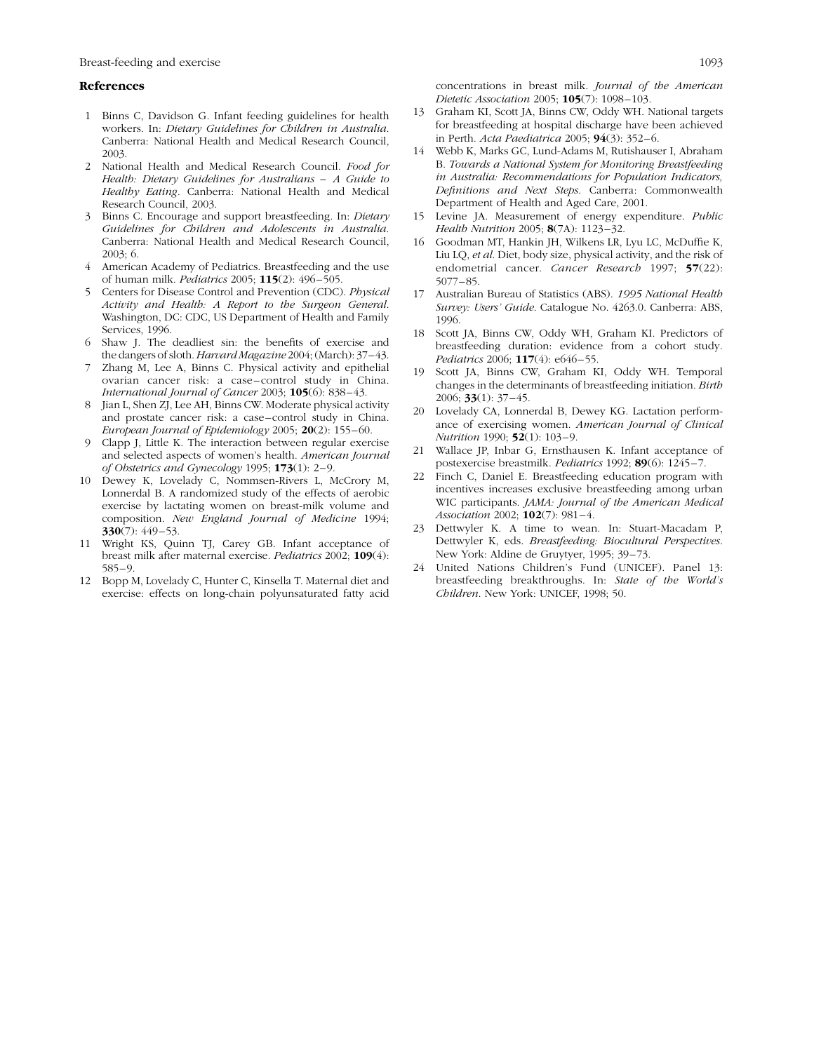## References

1 Binns C, Davidson G. Infant feeding guidelines for health workers. In: *Dietary Guidelines for Children in Australia*. Canberra: National Health and Medical Research Council, 2003.

2 National Health and Medical Research Council. *Food for Health: Dietary Guidelines for Australians – A Guide to Healthy Eating*. Canberra: National Health and Medical Research Council, 2003.

3 Binns C. Encourage and support breastfeeding. In: *Dietary Guidelines for Children and Adolescents in Australia*. Canberra: National Health and Medical Research Council, 2003; 6.

4 American Academy of Pediatrics. Breastfeeding and the use of human milk. *Pediatrics* 2005; **115**(2): 496–505.

5 Centers for Disease Control and Prevention (CDC). *Physical Activity and Health: A Report to the Surgeon General*. Washington, DC: CDC, US Department of Health and Family Services, 1996.

6 Shaw J. The deadliest sin: the benefits of exercise and the dangers of sloth. *Harvard Magazine* 2004; (March): 37–43.

7 Zhang M, Lee A, Binns C. Physical activity and epithelial ovarian cancer risk: a case–control study in China. *International Journal of Cancer* 2003; **105**(6): 838–43.

8 Jian L, Shen ZJ, Lee AH, Binns CW. Moderate physical activity and prostate cancer risk: a case–control study in China. *European Journal of Epidemiology* 2005; **20**(2): 155–60.

9 Clapp J, Little K. The interaction between regular exercise and selected aspects of women's health. *American Journal of Obstetrics and Gynecology* 1995; **173**(1): 2–9.

10 Dewey K, Lovelady C, Nommsen-Rivers L, McCrory M, Lonnerdal B. A randomized study of the effects of aerobic exercise by lactating women on breast-milk volume and composition. *New England Journal of Medicine* 1994; **330**(7): 449–53.

11 Wright KS, Quinn TJ, Carey GB. Infant acceptance of breast milk after maternal exercise. *Pediatrics* 2002; **109**(4): 585–9.

12 Bopp M, Lovelady C, Hunter C, Kinsella T. Maternal diet and exercise: effects on long-chain polyunsaturated fatty acid concentrations in breast milk. *Journal of the American Dietetic Association* 2005; **105**(7): 1098–103.

13 Graham KI, Scott JA, Binns CW, Oddy WH. National targets for breastfeeding at hospital discharge have been achieved in Perth. *Acta Paediatrica* 2005; **94**(3): 352–6.

14 Webb K, Marks GC, Lund-Adams M, Rutishauser I, Abraham B. *Towards a National System for Monitoring Breastfeeding in Australia: Recommendations for Population Indicators, Definitions and Next Steps*. Canberra: Commonwealth Department of Health and Aged Care, 2001.

15 Levine JA. Measurement of energy expenditure. *Public Health Nutrition* 2005; **8**(7A): 1123–32.

16 Goodman MT, Hankin JH, Wilkens LR, Lyu LC, McDuffie K, Liu LQ, *et al*. Diet, body size, physical activity, and the risk of endometrial cancer. *Cancer Research* 1997; **57**(22): 5077–85.

17 Australian Bureau of Statistics (ABS). *1995 National Health Survey: Users' Guide*. Catalogue No. 4263.0. Canberra: ABS, 1996.

18 Scott JA, Binns CW, Oddy WH, Graham KI. Predictors of breastfeeding duration: evidence from a cohort study. *Pediatrics* 2006; **117**(4): e646–55.

19 Scott JA, Binns CW, Graham KI, Oddy WH. Temporal changes in the determinants of breastfeeding initiation. *Birth* 2006; **33**(1): 37–45.

20 Lovelady CA, Lonnerdal B, Dewey KG. Lactation performance of exercising women. *American Journal of Clinical Nutrition* 1990; **52**(1): 103–9.

21 Wallace JP, Inbar G, Ernsthausen K. Infant acceptance of postexercise breastmilk. *Pediatrics* 1992; **89**(6): 1245–7.

22 Finch C, Daniel E. Breastfeeding education program with incentives increases exclusive breastfeeding among urban WIC participants. *JAMA: Journal of the American Medical Association* 2002; **102**(7): 981–4.

23 Dettwyler K. A time to wean. In: Stuart-Macadam P, Dettwyler K, eds. *Breastfeeding: Biocultural Perspectives*. New York: Aldine de Gruytyer, 1995; 39–73.

24 United Nations Children's Fund (UNICEF). Panel 13: breastfeeding breakthroughs. In: *State of the World's Children*. New York: UNICEF, 1998; 50.